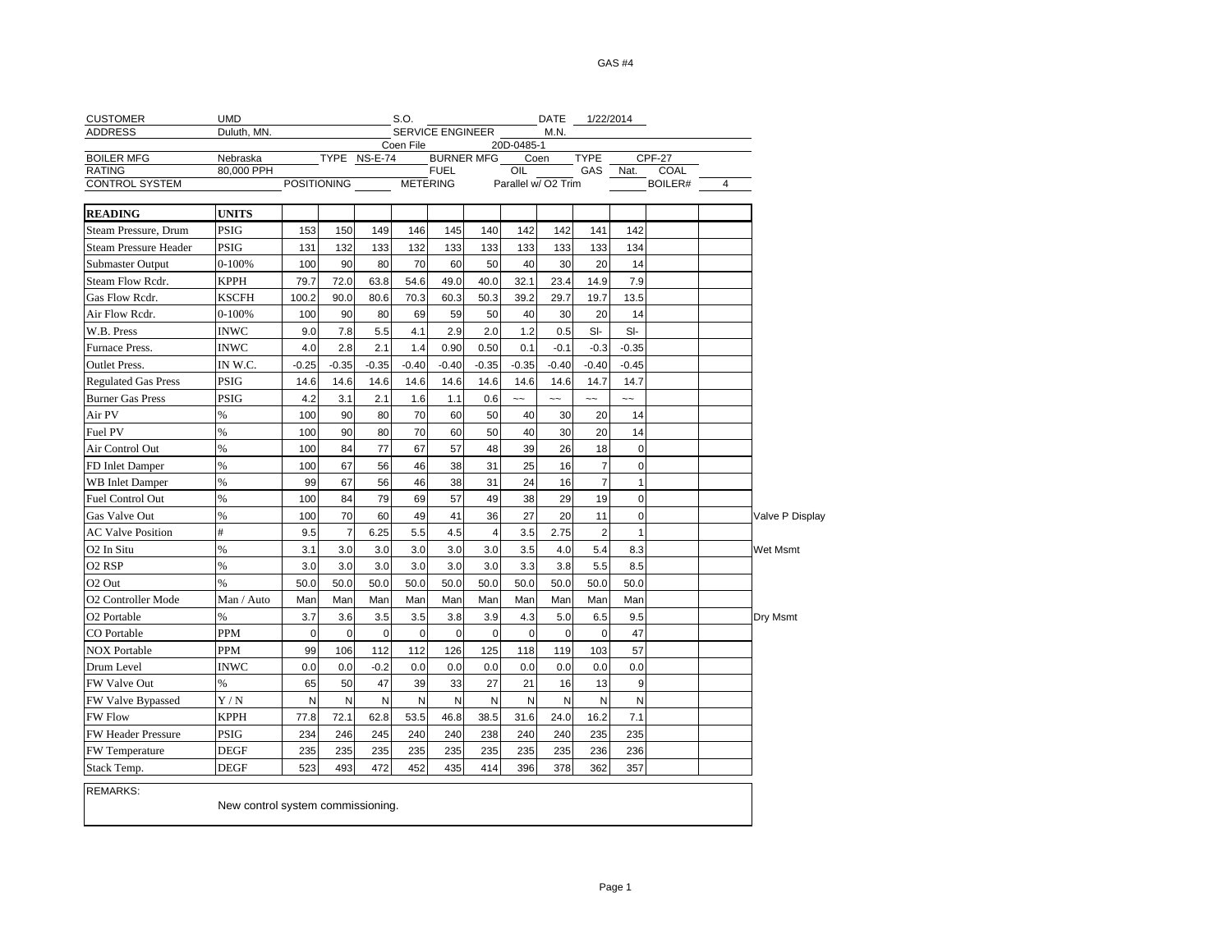GAS #4

| | | | | | | | |
|---|---|---|---|---|---|---|---|
| CUSTOMER | UMD | S.O. | | DATE | 1/22/2014 | | |
| ADDRESS | Duluth, MN. | SERVICE ENGINEER | | M.N. | | | |
| | | Coen File | | 20D-0485-1 | | | |
| BOILER MFG | Nebraska | TYPE NS-E-74 | BURNER MFG | Coen | TYPE | CPF-27 | |
| RATING | 80,000 PPH | | FUEL | OIL | GAS | Nat. | COAL |
| CONTROL SYSTEM | | POSITIONING | METERING | Parallel w/ O2 Trim | | BOILER# | 4 |

| READING | UNITS | | | | | | | | | | | | | |
|---|---|---|---|---|---|---|---|---|---|---|---|---|---|---|
| Steam Pressure, Drum | PSIG | 153 | 150 | 149 | 146 | 145 | 140 | 142 | 142 | 141 | 142 | | | |
| Steam Pressure Header | PSIG | 131 | 132 | 133 | 132 | 133 | 133 | 133 | 133 | 133 | 134 | | | |
| Submaster Output | 0-100% | 100 | 90 | 80 | 70 | 60 | 50 | 40 | 30 | 20 | 14 | | | |
| Steam Flow Rcdr. | KPPH | 79.7 | 72.0 | 63.8 | 54.6 | 49.0 | 40.0 | 32.1 | 23.4 | 14.9 | 7.9 | | | |
| Gas Flow Rcdr. | KSCFH | 100.2 | 90.0 | 80.6 | 70.3 | 60.3 | 50.3 | 39.2 | 29.7 | 19.7 | 13.5 | | | |
| Air Flow Rcdr. | 0-100% | 100 | 90 | 80 | 69 | 59 | 50 | 40 | 30 | 20 | 14 | | | |
| W.B. Press | INWC | 9.0 | 7.8 | 5.5 | 4.1 | 2.9 | 2.0 | 1.2 | 0.5 | Sl- | Sl- | | | |
| Furnace Press. | INWC | 4.0 | 2.8 | 2.1 | 1.4 | 0.90 | 0.50 | 0.1 | -0.1 | -0.3 | -0.35 | | | |
| Outlet Press. | IN W.C. | -0.25 | -0.35 | -0.35 | -0.40 | -0.40 | -0.35 | -0.35 | -0.40 | -0.40 | -0.45 | | | |
| Regulated Gas Press | PSIG | 14.6 | 14.6 | 14.6 | 14.6 | 14.6 | 14.6 | 14.6 | 14.6 | 14.7 | 14.7 | | | |
| Burner Gas Press | PSIG | 4.2 | 3.1 | 2.1 | 1.6 | 1.1 | 0.6 | ~~ | ~~ | ~~ | ~~ | | | |
| Air PV | % | 100 | 90 | 80 | 70 | 60 | 50 | 40 | 30 | 20 | 14 | | | |
| Fuel PV | % | 100 | 90 | 80 | 70 | 60 | 50 | 40 | 30 | 20 | 14 | | | |
| Air Control Out | % | 100 | 84 | 77 | 67 | 57 | 48 | 39 | 26 | 18 | 0 | | | |
| FD Inlet Damper | % | 100 | 67 | 56 | 46 | 38 | 31 | 25 | 16 | 7 | 0 | | | |
| WB Inlet Damper | % | 99 | 67 | 56 | 46 | 38 | 31 | 24 | 16 | 7 | 1 | | | |
| Fuel Control Out | % | 100 | 84 | 79 | 69 | 57 | 49 | 38 | 29 | 19 | 0 | | | |
| Gas Valve Out | % | 100 | 70 | 60 | 49 | 41 | 36 | 27 | 20 | 11 | 0 | | | Valve P Display |
| AC Valve Position | # | 9.5 | 7 | 6.25 | 5.5 | 4.5 | 4 | 3.5 | 2.75 | 2 | 1 | | | |
| O2 In Situ | % | 3.1 | 3.0 | 3.0 | 3.0 | 3.0 | 3.0 | 3.5 | 4.0 | 5.4 | 8.3 | | | Wet Msmt |
| O2 RSP | % | 3.0 | 3.0 | 3.0 | 3.0 | 3.0 | 3.0 | 3.3 | 3.8 | 5.5 | 8.5 | | | |
| O2 Out | % | 50.0 | 50.0 | 50.0 | 50.0 | 50.0 | 50.0 | 50.0 | 50.0 | 50.0 | 50.0 | | | |
| O2 Controller Mode | Man / Auto | Man | Man | Man | Man | Man | Man | Man | Man | Man | Man | | | |
| O2 Portable | % | 3.7 | 3.6 | 3.5 | 3.5 | 3.8 | 3.9 | 4.3 | 5.0 | 6.5 | 9.5 | | | Dry Msmt |
| CO Portable | PPM | 0 | 0 | 0 | 0 | 0 | 0 | 0 | 0 | 0 | 47 | | | |
| NOX Portable | PPM | 99 | 106 | 112 | 112 | 126 | 125 | 118 | 119 | 103 | 57 | | | |
| Drum Level | INWC | 0.0 | 0.0 | -0.2 | 0.0 | 0.0 | 0.0 | 0.0 | 0.0 | 0.0 | 0.0 | | | |
| FW Valve Out | % | 65 | 50 | 47 | 39 | 33 | 27 | 21 | 16 | 13 | 9 | | | |
| FW Valve Bypassed | Y / N | N | N | N | N | N | N | N | N | N | N | | | |
| FW Flow | KPPH | 77.8 | 72.1 | 62.8 | 53.5 | 46.8 | 38.5 | 31.6 | 24.0 | 16.2 | 7.1 | | | |
| FW Header Pressure | PSIG | 234 | 246 | 245 | 240 | 240 | 238 | 240 | 240 | 235 | 235 | | | |
| FW Temperature | DEGF | 235 | 235 | 235 | 235 | 235 | 235 | 235 | 235 | 236 | 236 | | | |
| Stack Temp. | DEGF | 523 | 493 | 472 | 452 | 435 | 414 | 396 | 378 | 362 | 357 | | | |

REMARKS:

New control system commissioning.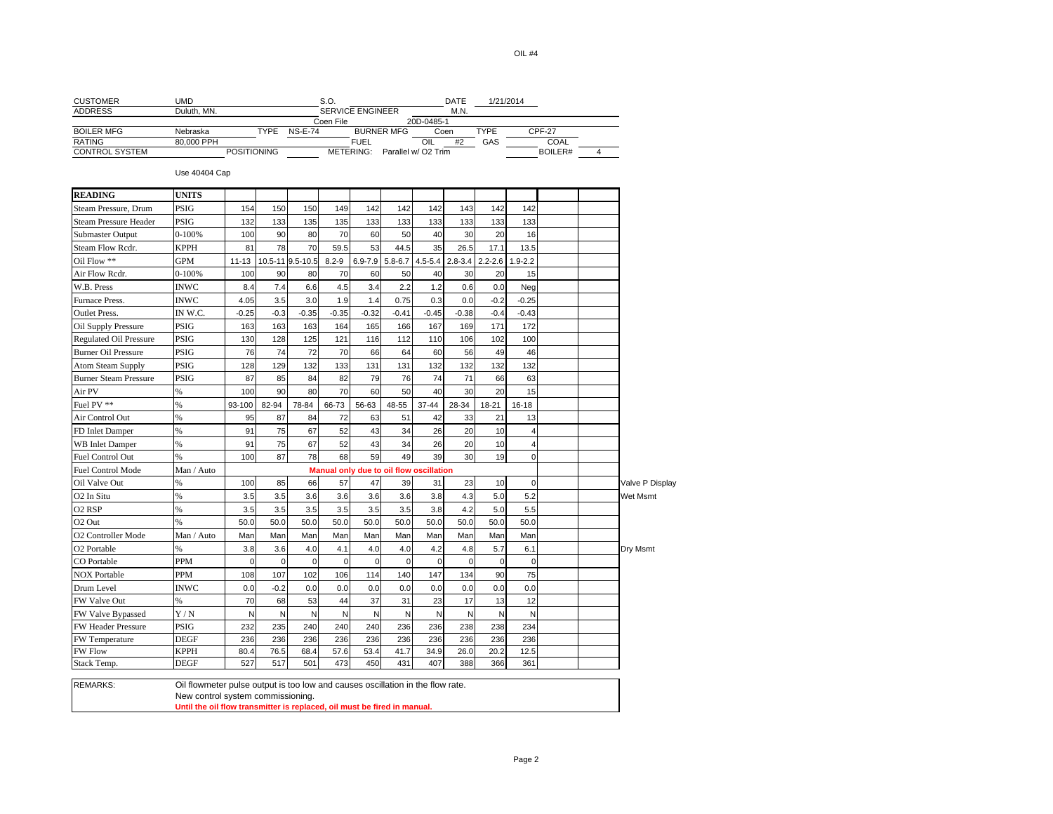OIL #4

| | | | | | | | | |
|---|---|---|---|---|---|---|---|---|
| CUSTOMER | UMD | | S.O. | | DATE | 1/21/2014 | | |
| ADDRESS | Duluth, MN. | | SERVICE ENGINEER | | M.N. | | | |
| | | | Coen File | 20D-0485-1 | | | | |
| BOILER MFG | Nebraska | TYPE NS-E-74 | BURNER MFG | Coen | TYPE | CPF-27 | | |
| RATING | 80,000 PPH | | FUEL | OIL #2 | GAS | COAL | | |
| CONTROL SYSTEM | POSITIONING | | METERING: | Parallel w/ O2 Trim | | BOILER# | 4 | |

Use 40404 Cap

| READING | UNITS | | | | | | | | | | | | | |
|---|---|---|---|---|---|---|---|---|---|---|---|---|---|---|
| Steam Pressure, Drum | PSIG | 154 | 150 | 150 | 149 | 142 | 142 | 142 | 143 | 142 | 142 | | | |
| Steam Pressure Header | PSIG | 132 | 133 | 135 | 135 | 133 | 133 | 133 | 133 | 133 | 133 | | | |
| Submaster Output | 0-100% | 100 | 90 | 80 | 70 | 60 | 50 | 40 | 30 | 20 | 16 | | | |
| Steam Flow Rcdr. | KPPH | 81 | 78 | 70 | 59.5 | 53 | 44.5 | 35 | 26.5 | 17.1 | 13.5 | | | |
| Oil Flow ** | GPM | 11-13 | 10.5-11 | 9.5-10.5 | 8.2-9 | 6.9-7.9 | 5.8-6.7 | 4.5-5.4 | 2.8-3.4 | 2.2-2.6 | 1.9-2.2 | | | |
| Air Flow Rcdr. | 0-100% | 100 | 90 | 80 | 70 | 60 | 50 | 40 | 30 | 20 | 15 | | | |
| W.B. Press | INWC | 8.4 | 7.4 | 6.6 | 4.5 | 3.4 | 2.2 | 1.2 | 0.6 | 0.0 | Neg | | | |
| Furnace Press. | INWC | 4.05 | 3.5 | 3.0 | 1.9 | 1.4 | 0.75 | 0.3 | 0.0 | -0.2 | -0.25 | | | |
| Outlet Press. | IN W.C. | -0.25 | -0.3 | -0.35 | -0.35 | -0.32 | -0.41 | -0.45 | -0.38 | -0.4 | -0.43 | | | |
| Oil Supply Pressure | PSIG | 163 | 163 | 163 | 164 | 165 | 166 | 167 | 169 | 171 | 172 | | | |
| Regulated Oil Pressure | PSIG | 130 | 128 | 125 | 121 | 116 | 112 | 110 | 106 | 102 | 100 | | | |
| Burner Oil Pressure | PSIG | 76 | 74 | 72 | 70 | 66 | 64 | 60 | 56 | 49 | 46 | | | |
| Atom Steam Supply | PSIG | 128 | 129 | 132 | 133 | 131 | 131 | 132 | 132 | 132 | 132 | | | |
| Burner Steam Pressure | PSIG | 87 | 85 | 84 | 82 | 79 | 76 | 74 | 71 | 66 | 63 | | | |
| Air PV | % | 100 | 90 | 80 | 70 | 60 | 50 | 40 | 30 | 20 | 15 | | | |
| Fuel PV ** | % | 93-100 | 82-94 | 78-84 | 66-73 | 56-63 | 48-55 | 37-44 | 28-34 | 18-21 | 16-18 | | | |
| Air Control Out | % | 95 | 87 | 84 | 72 | 63 | 51 | 42 | 33 | 21 | 13 | | | |
| FD Inlet Damper | % | 91 | 75 | 67 | 52 | 43 | 34 | 26 | 20 | 10 | 4 | | | |
| WB Inlet Damper | % | 91 | 75 | 67 | 52 | 43 | 34 | 26 | 20 | 10 | 4 | | | |
| Fuel Control Out | % | 100 | 87 | 78 | 68 | 59 | 49 | 39 | 30 | 19 | 0 | | | |
| Fuel Control Mode | Man / Auto | **Manual only due to oil flow oscillation** | | | | | | | | | | | | |
| Oil Valve Out | % | 100 | 85 | 66 | 57 | 47 | 39 | 31 | 23 | 10 | 0 | | | Valve P Display |
| O2 In Situ | % | 3.5 | 3.5 | 3.6 | 3.6 | 3.6 | 3.6 | 3.8 | 4.3 | 5.0 | 5.2 | | | Wet Msmt |
| O2 RSP | % | 3.5 | 3.5 | 3.5 | 3.5 | 3.5 | 3.5 | 3.8 | 4.2 | 5.0 | 5.5 | | | |
| O2 Out | % | 50.0 | 50.0 | 50.0 | 50.0 | 50.0 | 50.0 | 50.0 | 50.0 | 50.0 | 50.0 | | | |
| O2 Controller Mode | Man / Auto | Man | Man | Man | Man | Man | Man | Man | Man | Man | Man | | | |
| O2 Portable | % | 3.8 | 3.6 | 4.0 | 4.1 | 4.0 | 4.0 | 4.2 | 4.8 | 5.7 | 6.1 | | | Dry Msmt |
| CO Portable | PPM | 0 | 0 | 0 | 0 | 0 | 0 | 0 | 0 | 0 | 0 | | | |
| NOX Portable | PPM | 108 | 107 | 102 | 106 | 114 | 140 | 147 | 134 | 90 | 75 | | | |
| Drum Level | INWC | 0.0 | -0.2 | 0.0 | 0.0 | 0.0 | 0.0 | 0.0 | 0.0 | 0.0 | 0.0 | | | |
| FW Valve Out | % | 70 | 68 | 53 | 44 | 37 | 31 | 23 | 17 | 13 | 12 | | | |
| FW Valve Bypassed | Y / N | N | N | N | N | N | N | N | N | N | N | | | |
| FW Header Pressure | PSIG | 232 | 235 | 240 | 240 | 240 | 236 | 236 | 238 | 238 | 234 | | | |
| FW Temperature | DEGF | 236 | 236 | 236 | 236 | 236 | 236 | 236 | 236 | 236 | 236 | | | |
| FW Flow | KPPH | 80.4 | 76.5 | 68.4 | 57.6 | 53.4 | 41.7 | 34.9 | 26.0 | 20.2 | 12.5 | | | |
| Stack Temp. | DEGF | 527 | 517 | 501 | 473 | 450 | 431 | 407 | 388 | 366 | 361 | | | |

REMARKS: Oil flowmeter pulse output is too low and causes oscillation in the flow rate.
New control system commissioning.
**Until the oil flow transmitter is replaced, oil must be fired in manual.**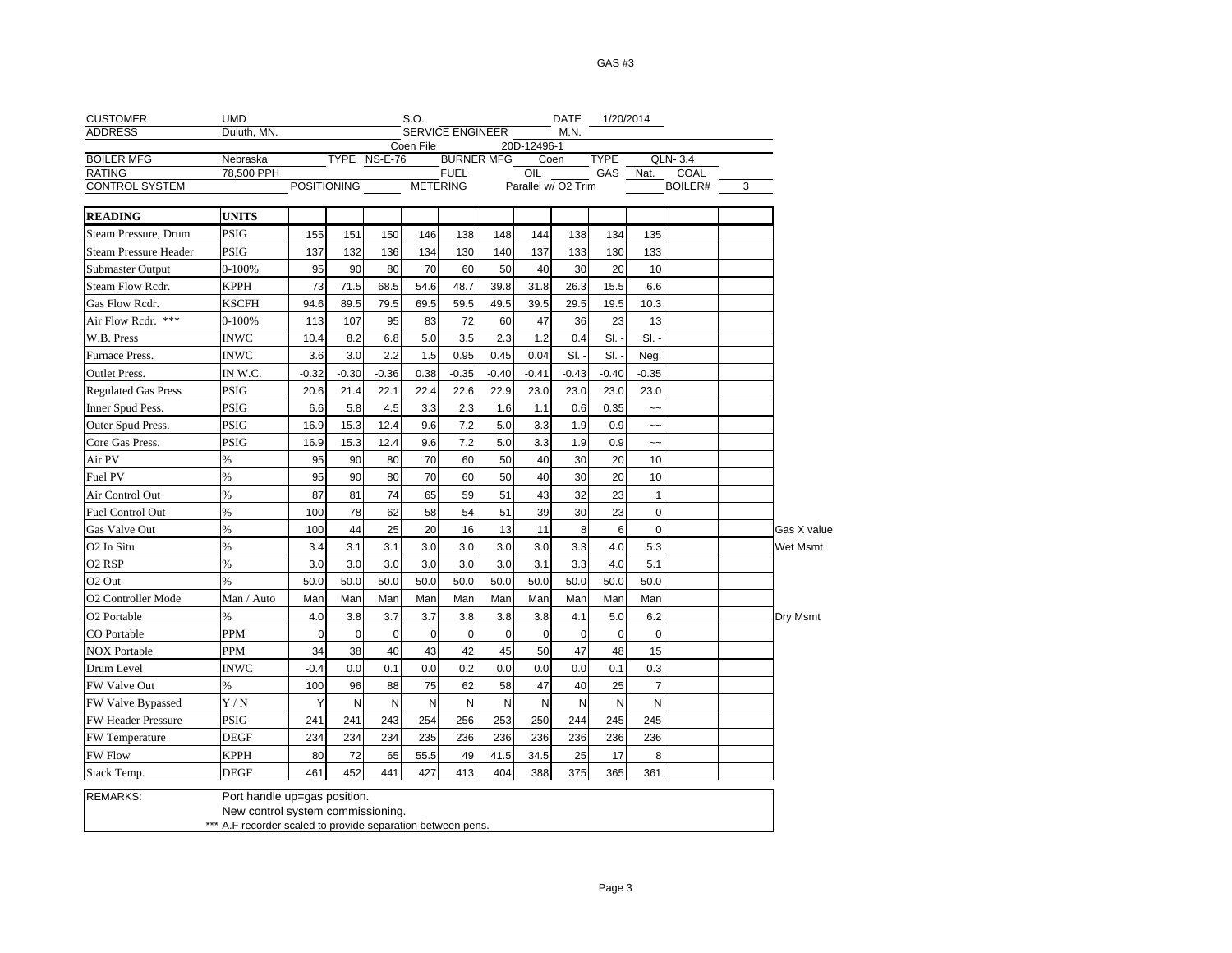GAS #3

| CUSTOMER | UMD | | S.O. | | DATE | 1/20/2014 |
|---|---|---|---|---|---|---|
| ADDRESS | Duluth, MN. | | SERVICE ENGINEER | | M.N. | |
| | | | Coen File | 20D-12496-1 | | |
| BOILER MFG | Nebraska | TYPE NS-E-76 | BURNER MFG | Coen | TYPE | QLN- 3.4 |
| RATING | 78,500 PPH | | FUEL | OIL | GAS Nat. | COAL |
| CONTROL SYSTEM | | POSITIONING | METERING | Parallel w/ O2 Trim | | BOILER# 3 |

| READING | UNITS | | | | | | | | | | | | | |
|---|---|---|---|---|---|---|---|---|---|---|---|---|---|---|
| Steam Pressure, Drum | PSIG | 155 | 151 | 150 | 146 | 138 | 148 | 144 | 138 | 134 | 135 | | | |
| Steam Pressure Header | PSIG | 137 | 132 | 136 | 134 | 130 | 140 | 137 | 133 | 130 | 133 | | | |
| Submaster Output | 0-100% | 95 | 90 | 80 | 70 | 60 | 50 | 40 | 30 | 20 | 10 | | | |
| Steam Flow Rcdr. | KPPH | 73 | 71.5 | 68.5 | 54.6 | 48.7 | 39.8 | 31.8 | 26.3 | 15.5 | 6.6 | | | |
| Gas Flow Rcdr. | KSCFH | 94.6 | 89.5 | 79.5 | 69.5 | 59.5 | 49.5 | 39.5 | 29.5 | 19.5 | 10.3 | | | |
| Air Flow Rcdr. *** | 0-100% | 113 | 107 | 95 | 83 | 72 | 60 | 47 | 36 | 23 | 13 | | | |
| W.B. Press | INWC | 10.4 | 8.2 | 6.8 | 5.0 | 3.5 | 2.3 | 1.2 | 0.4 | Sl. - | Sl. - | | | |
| Furnace Press. | INWC | 3.6 | 3.0 | 2.2 | 1.5 | 0.95 | 0.45 | 0.04 | Sl. - | Sl. - | Neg. | | | |
| Outlet Press. | IN W.C. | -0.32 | -0.30 | -0.36 | 0.38 | -0.35 | -0.40 | -0.41 | -0.43 | -0.40 | -0.35 | | | |
| Regulated Gas Press | PSIG | 20.6 | 21.4 | 22.1 | 22.4 | 22.6 | 22.9 | 23.0 | 23.0 | 23.0 | 23.0 | | | |
| Inner Spud Pess. | PSIG | 6.6 | 5.8 | 4.5 | 3.3 | 2.3 | 1.6 | 1.1 | 0.6 | 0.35 | ~~ | | | |
| Outer Spud Press. | PSIG | 16.9 | 15.3 | 12.4 | 9.6 | 7.2 | 5.0 | 3.3 | 1.9 | 0.9 | ~~ | | | |
| Core Gas Press. | PSIG | 16.9 | 15.3 | 12.4 | 9.6 | 7.2 | 5.0 | 3.3 | 1.9 | 0.9 | ~~ | | | |
| Air PV | % | 95 | 90 | 80 | 70 | 60 | 50 | 40 | 30 | 20 | 10 | | | |
| Fuel PV | % | 95 | 90 | 80 | 70 | 60 | 50 | 40 | 30 | 20 | 10 | | | |
| Air Control Out | % | 87 | 81 | 74 | 65 | 59 | 51 | 43 | 32 | 23 | 1 | | | |
| Fuel Control Out | % | 100 | 78 | 62 | 58 | 54 | 51 | 39 | 30 | 23 | 0 | | | |
| Gas Valve Out | % | 100 | 44 | 25 | 20 | 16 | 13 | 11 | 8 | 6 | 0 | | | Gas X value |
| O2 In Situ | % | 3.4 | 3.1 | 3.1 | 3.0 | 3.0 | 3.0 | 3.0 | 3.3 | 4.0 | 5.3 | | | Wet Msmt |
| O2 RSP | % | 3.0 | 3.0 | 3.0 | 3.0 | 3.0 | 3.0 | 3.1 | 3.3 | 4.0 | 5.1 | | | |
| O2 Out | % | 50.0 | 50.0 | 50.0 | 50.0 | 50.0 | 50.0 | 50.0 | 50.0 | 50.0 | 50.0 | | | |
| O2 Controller Mode | Man / Auto | Man | Man | Man | Man | Man | Man | Man | Man | Man | Man | | | |
| O2 Portable | % | 4.0 | 3.8 | 3.7 | 3.7 | 3.8 | 3.8 | 3.8 | 4.1 | 5.0 | 6.2 | | | Dry Msmt |
| CO Portable | PPM | 0 | 0 | 0 | 0 | 0 | 0 | 0 | 0 | 0 | 0 | | | |
| NOX Portable | PPM | 34 | 38 | 40 | 43 | 42 | 45 | 50 | 47 | 48 | 15 | | | |
| Drum Level | INWC | -0.4 | 0.0 | 0.1 | 0.0 | 0.2 | 0.0 | 0.0 | 0.0 | 0.1 | 0.3 | | | |
| FW Valve Out | % | 100 | 96 | 88 | 75 | 62 | 58 | 47 | 40 | 25 | 7 | | | |
| FW Valve Bypassed | Y / N | Y | N | N | N | N | N | N | N | N | N | | | |
| FW Header Pressure | PSIG | 241 | 241 | 243 | 254 | 256 | 253 | 250 | 244 | 245 | 245 | | | |
| FW Temperature | DEGF | 234 | 234 | 234 | 235 | 236 | 236 | 236 | 236 | 236 | 236 | | | |
| FW Flow | KPPH | 80 | 72 | 65 | 55.5 | 49 | 41.5 | 34.5 | 25 | 17 | 8 | | | |
| Stack Temp. | DEGF | 461 | 452 | 441 | 427 | 413 | 404 | 388 | 375 | 365 | 361 | | | |

REMARKS: Port handle up=gas position.
New control system commissioning.
*** A.F recorder scaled to provide separation between pens.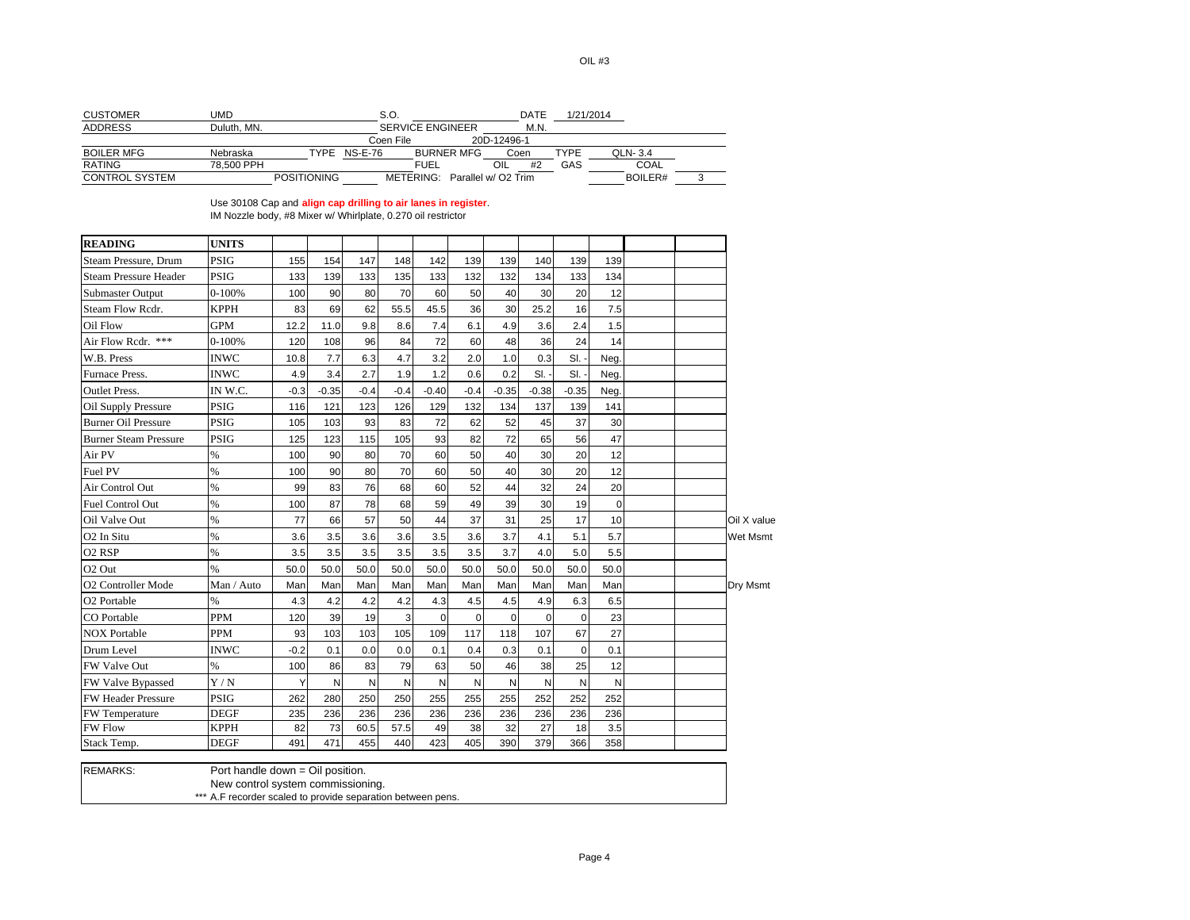OIL #3

| CUSTOMER | UMD | S.O. | | DATE | 1/21/2014 |
|---|---|---|---|---|---|
| ADDRESS | Duluth, MN. | SERVICE ENGINEER | | M.N. | |
| | | Coen File | 20D-12496-1 | | |
| BOILER MFG | Nebraska | TYPE NS-E-76 | BURNER MFG Coen | TYPE | QLN- 3.4 |
| RATING | 78,500 PPH | | FUEL OIL #2 | GAS | COAL |
| CONTROL SYSTEM | POSITIONING | | METERING: Parallel w/ O2 Trim | | BOILER# 3 |

Use 30108 Cap and **align cap drilling to air lanes in register**.
IM Nozzle body, #8 Mixer w/ Whirlplate, 0.270 oil restrictor

| READING | UNITS | | | | | | | | | | | | | |
|---|---|---|---|---|---|---|---|---|---|---|---|---|---|---|
| Steam Pressure, Drum | PSIG | 155 | 154 | 147 | 148 | 142 | 139 | 139 | 140 | 139 | 139 | | | |
| Steam Pressure Header | PSIG | 133 | 139 | 133 | 135 | 133 | 132 | 132 | 134 | 133 | 134 | | | |
| Submaster Output | 0-100% | 100 | 90 | 80 | 70 | 60 | 50 | 40 | 30 | 20 | 12 | | | |
| Steam Flow Rcdr. | KPPH | 83 | 69 | 62 | 55.5 | 45.5 | 36 | 30 | 25.2 | 16 | 7.5 | | | |
| Oil Flow | GPM | 12.2 | 11.0 | 9.8 | 8.6 | 7.4 | 6.1 | 4.9 | 3.6 | 2.4 | 1.5 | | | |
| Air Flow Rcdr. *** | 0-100% | 120 | 108 | 96 | 84 | 72 | 60 | 48 | 36 | 24 | 14 | | | |
| W.B. Press | INWC | 10.8 | 7.7 | 6.3 | 4.7 | 3.2 | 2.0 | 1.0 | 0.3 | Sl. - | Neg. | | | |
| Furnace Press. | INWC | 4.9 | 3.4 | 2.7 | 1.9 | 1.2 | 0.6 | 0.2 | Sl. - | Sl. - | Neg. | | | |
| Outlet Press. | IN W.C. | -0.3 | -0.35 | -0.4 | -0.4 | -0.40 | -0.4 | -0.35 | -0.38 | -0.35 | Neg. | | | |
| Oil Supply Pressure | PSIG | 116 | 121 | 123 | 126 | 129 | 132 | 134 | 137 | 139 | 141 | | | |
| Burner Oil Pressure | PSIG | 105 | 103 | 93 | 83 | 72 | 62 | 52 | 45 | 37 | 30 | | | |
| Burner Steam Pressure | PSIG | 125 | 123 | 115 | 105 | 93 | 82 | 72 | 65 | 56 | 47 | | | |
| Air PV | % | 100 | 90 | 80 | 70 | 60 | 50 | 40 | 30 | 20 | 12 | | | |
| Fuel PV | % | 100 | 90 | 80 | 70 | 60 | 50 | 40 | 30 | 20 | 12 | | | |
| Air Control Out | % | 99 | 83 | 76 | 68 | 60 | 52 | 44 | 32 | 24 | 20 | | | |
| Fuel Control Out | % | 100 | 87 | 78 | 68 | 59 | 49 | 39 | 30 | 19 | 0 | | | |
| Oil Valve Out | % | 77 | 66 | 57 | 50 | 44 | 37 | 31 | 25 | 17 | 10 | | | Oil X value |
| O2 In Situ | % | 3.6 | 3.5 | 3.6 | 3.6 | 3.5 | 3.6 | 3.7 | 4.1 | 5.1 | 5.7 | | | Wet Msmt |
| O2 RSP | % | 3.5 | 3.5 | 3.5 | 3.5 | 3.5 | 3.5 | 3.7 | 4.0 | 5.0 | 5.5 | | | |
| O2 Out | % | 50.0 | 50.0 | 50.0 | 50.0 | 50.0 | 50.0 | 50.0 | 50.0 | 50.0 | 50.0 | | | |
| O2 Controller Mode | Man / Auto | Man | Man | Man | Man | Man | Man | Man | Man | Man | Man | | | Dry Msmt |
| O2 Portable | % | 4.3 | 4.2 | 4.2 | 4.2 | 4.3 | 4.5 | 4.5 | 4.9 | 6.3 | 6.5 | | | |
| CO Portable | PPM | 120 | 39 | 19 | 3 | 0 | 0 | 0 | 0 | 0 | 23 | | | |
| NOX Portable | PPM | 93 | 103 | 103 | 105 | 109 | 117 | 118 | 107 | 67 | 27 | | | |
| Drum Level | INWC | -0.2 | 0.1 | 0.0 | 0.0 | 0.1 | 0.4 | 0.3 | 0.1 | 0 | 0.1 | | | |
| FW Valve Out | % | 100 | 86 | 83 | 79 | 63 | 50 | 46 | 38 | 25 | 12 | | | |
| FW Valve Bypassed | Y / N | Y | N | N | N | N | N | N | N | N | N | | | |
| FW Header Pressure | PSIG | 262 | 280 | 250 | 250 | 255 | 255 | 255 | 252 | 252 | 252 | | | |
| FW Temperature | DEGF | 235 | 236 | 236 | 236 | 236 | 236 | 236 | 236 | 236 | 236 | | | |
| FW Flow | KPPH | 82 | 73 | 60.5 | 57.5 | 49 | 38 | 32 | 27 | 18 | 3.5 | | | |
| Stack Temp. | DEGF | 491 | 471 | 455 | 440 | 423 | 405 | 390 | 379 | 366 | 358 | | | |

REMARKS:
Port handle down = Oil position.
New control system commissioning.
*** A.F recorder scaled to provide separation between pens.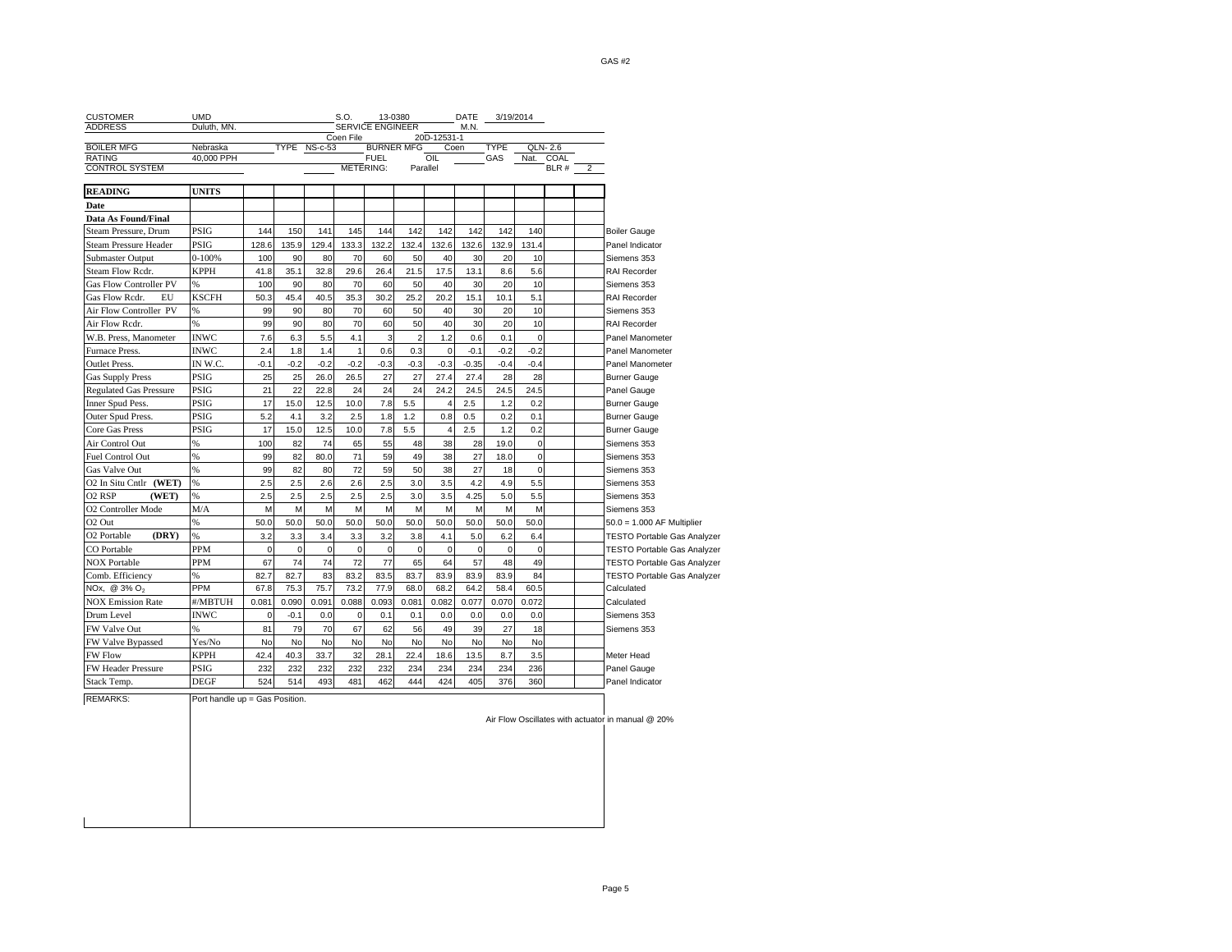GAS #2

| CUSTOMER | UMD | S.O. | 13-0380 | DATE | 3/19/2014 |
|---|---|---|---|---|---|
| ADDRESS | Duluth, MN. | SERVICE ENGINEER | | M.N. | |
| | | Coen File | 20D-12531-1 | | |
| BOILER MFG | Nebraska | TYPE NS-c-53 | BURNER MFG Coen | TYPE | QLN- 2.6 |
| RATING | 40,000 PPH | FUEL | OIL | GAS | Nat. COAL |
| CONTROL SYSTEM | | METERING: | Parallel | | BLR # 2 |

| READING | UNITS | | | | | | | | | | | | | |
|---|---|---|---|---|---|---|---|---|---|---|---|---|---|---|
| Date | | | | | | | | | | | | | | |
| Data As Found/Final | | | | | | | | | | | | | | |
| Steam Pressure, Drum | PSIG | 144 | 150 | 141 | 145 | 144 | 142 | 142 | 142 | 142 | 140 | | | Boiler Gauge |
| Steam Pressure Header | PSIG | 128.6 | 135.9 | 129.4 | 133.3 | 132.2 | 132.4 | 132.6 | 132.6 | 132.9 | 131.4 | | | Panel Indicator |
| Submaster Output | 0-100% | 100 | 90 | 80 | 70 | 60 | 50 | 40 | 30 | 20 | 10 | | | Siemens 353 |
| Steam Flow Rcdr. | KPPH | 41.8 | 35.1 | 32.8 | 29.6 | 26.4 | 21.5 | 17.5 | 13.1 | 8.6 | 5.6 | | | RAI Recorder |
| Gas Flow Controller PV | % | 100 | 90 | 80 | 70 | 60 | 50 | 40 | 30 | 20 | 10 | | | Siemens 353 |
| Gas Flow Rcdr. EU | KSCFH | 50.3 | 45.4 | 40.5 | 35.3 | 30.2 | 25.2 | 20.2 | 15.1 | 10.1 | 5.1 | | | RAI Recorder |
| Air Flow Controller PV | % | 99 | 90 | 80 | 70 | 60 | 50 | 40 | 30 | 20 | 10 | | | Siemens 353 |
| Air Flow Rcdr. | % | 99 | 90 | 80 | 70 | 60 | 50 | 40 | 30 | 20 | 10 | | | RAI Recorder |
| W.B. Press, Manometer | INWC | 7.6 | 6.3 | 5.5 | 4.1 | 3 | 2 | 1.2 | 0.6 | 0.1 | 0 | | | Panel Manometer |
| Furnace Press. | INWC | 2.4 | 1.8 | 1.4 | 1 | 0.6 | 0.3 | 0 | -0.1 | -0.2 | -0.2 | | | Panel Manometer |
| Outlet Press. | IN W.C. | -0.1 | -0.2 | -0.2 | -0.2 | -0.3 | -0.3 | -0.3 | -0.35 | -0.4 | -0.4 | | | Panel Manometer |
| Gas Supply Press | PSIG | 25 | 25 | 26.0 | 26.5 | 27 | 27 | 27.4 | 27.4 | 28 | 28 | | | Burner Gauge |
| Regulated Gas Pressure | PSIG | 21 | 22 | 22.8 | 24 | 24 | 24 | 24.2 | 24.5 | 24.5 | 24.5 | | | Panel Gauge |
| Inner Spud Pess. | PSIG | 17 | 15.0 | 12.5 | 10.0 | 7.8 | 5.5 | 4 | 2.5 | 1.2 | 0.2 | | | Burner Gauge |
| Outer Spud Press. | PSIG | 5.2 | 4.1 | 3.2 | 2.5 | 1.8 | 1.2 | 0.8 | 0.5 | 0.2 | 0.1 | | | Burner Gauge |
| Core Gas Press | PSIG | 17 | 15.0 | 12.5 | 10.0 | 7.8 | 5.5 | 4 | 2.5 | 1.2 | 0.2 | | | Burner Gauge |
| Air Control Out | % | 100 | 82 | 74 | 65 | 55 | 48 | 38 | 28 | 19.0 | 0 | | | Siemens 353 |
| Fuel Control Out | % | 99 | 82 | 80.0 | 71 | 59 | 49 | 38 | 27 | 18.0 | 0 | | | Siemens 353 |
| Gas Valve Out | % | 99 | 82 | 80 | 72 | 59 | 50 | 38 | 27 | 18 | 0 | | | Siemens 353 |
| O2 In Situ Cntlr (WET) | % | 2.5 | 2.5 | 2.6 | 2.6 | 2.5 | 3.0 | 3.5 | 4.2 | 4.9 | 5.5 | | | Siemens 353 |
| O2 RSP (WET) | % | 2.5 | 2.5 | 2.5 | 2.5 | 2.5 | 3.0 | 3.5 | 4.25 | 5.0 | 5.5 | | | Siemens 353 |
| O2 Controller Mode | M/A | M | M | M | M | M | M | M | M | M | M | | | Siemens 353 |
| O2 Out | % | 50.0 | 50.0 | 50.0 | 50.0 | 50.0 | 50.0 | 50.0 | 50.0 | 50.0 | 50.0 | | | 50.0 = 1.000 AF Multiplier |
| O2 Portable (DRY) | % | 3.2 | 3.3 | 3.4 | 3.3 | 3.2 | 3.8 | 4.1 | 5.0 | 6.2 | 6.4 | | | TESTO Portable Gas Analyzer |
| CO Portable | PPM | 0 | 0 | 0 | 0 | 0 | 0 | 0 | 0 | 0 | 0 | | | TESTO Portable Gas Analyzer |
| NOX Portable | PPM | 67 | 74 | 74 | 72 | 77 | 65 | 64 | 57 | 48 | 49 | | | TESTO Portable Gas Analyzer |
| Comb. Efficiency | % | 82.7 | 82.7 | 83 | 83.2 | 83.5 | 83.7 | 83.9 | 83.9 | 83.9 | 84 | | | TESTO Portable Gas Analyzer |
| NOx, @ 3% $O_2$ | PPM | 67.8 | 75.3 | 75.7 | 73.2 | 77.9 | 68.0 | 68.2 | 64.2 | 58.4 | 60.5 | | | Calculated |
| NOX Emission Rate | #/MBTUH | 0.081 | 0.090 | 0.091 | 0.088 | 0.093 | 0.081 | 0.082 | 0.077 | 0.070 | 0.072 | | | Calculated |
| Drum Level | INWC | 0 | -0.1 | 0.0 | 0 | 0.1 | 0.1 | 0.0 | 0.0 | 0.0 | 0.0 | | | Siemens 353 |
| FW Valve Out | % | 81 | 79 | 70 | 67 | 62 | 56 | 49 | 39 | 27 | 18 | | | Siemens 353 |
| FW Valve Bypassed | Yes/No | No | No | No | No | No | No | No | No | No | No | | | |
| FW Flow | KPPH | 42.4 | 40.3 | 33.7 | 32 | 28.1 | 22.4 | 18.6 | 13.5 | 8.7 | 3.5 | | | Meter Head |
| FW Header Pressure | PSIG | 232 | 232 | 232 | 232 | 232 | 234 | 234 | 234 | 234 | 236 | | | Panel Gauge |
| Stack Temp. | DEGF | 524 | 514 | 493 | 481 | 462 | 444 | 424 | 405 | 376 | 360 | | | Panel Indicator |

REMARKS: Port handle up = Gas Position.

Air Flow Oscillates with actuator in manual @ 20%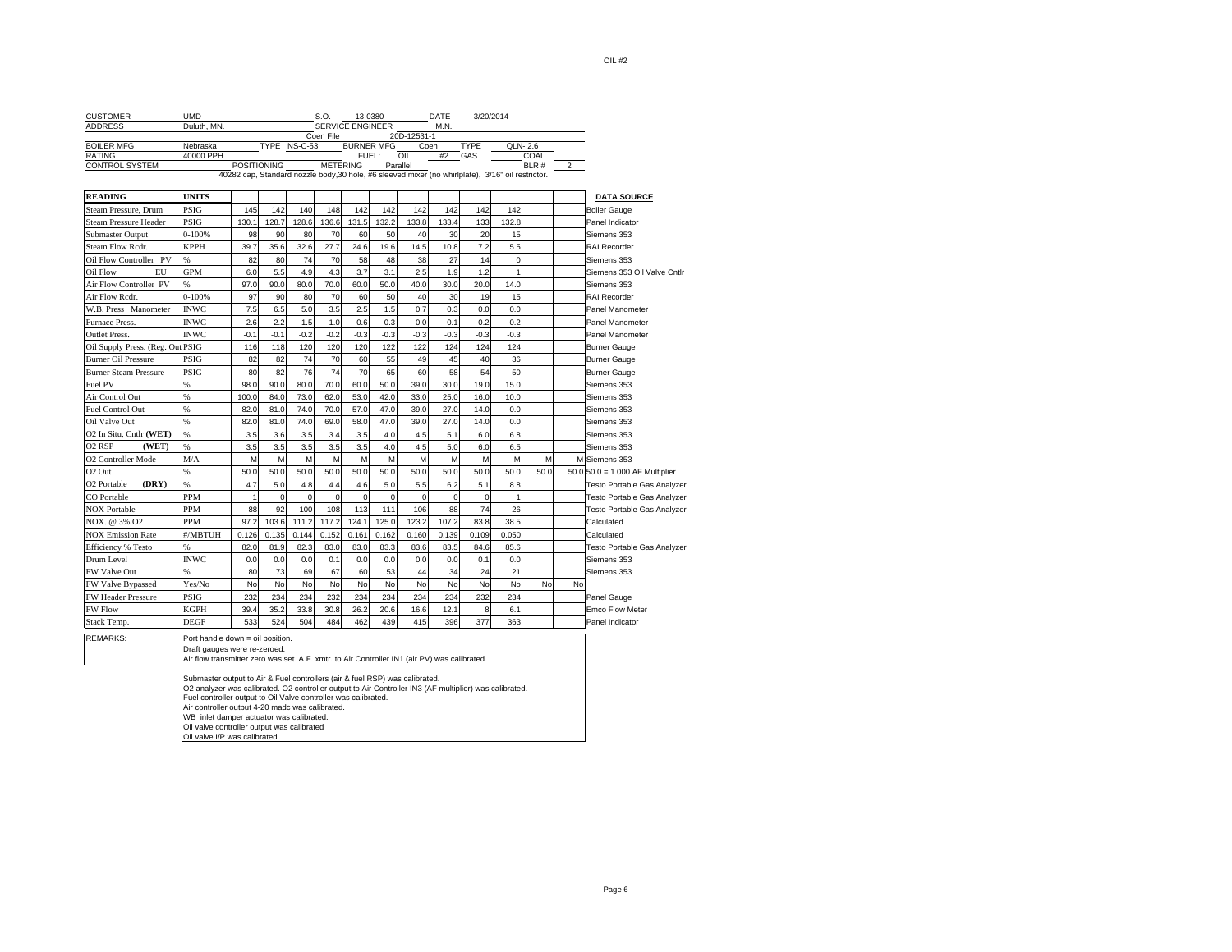OIL #2

| | | | | | | | | |
|---|---|---|---|---|---|---|---|---|
| CUSTOMER | UMD | | S.O. | 13-0380 | DATE | 3/20/2014 | | |
| ADDRESS | Duluth, MN. | | SERVICE ENGINEER | | M.N. | | | |
| | | | Coen File | | 20D-12531-1 | | | |
| BOILER MFG | Nebraska | TYPE NS-C-53 | | BURNER MFG | Coen | TYPE | QLN- 2.6 | |
| RATING | 40000 PPH | | | FUEL: | OIL #2 | GAS | COAL | |
| CONTROL SYSTEM | | POSITIONING | | METERING | Parallel | | BLR # | 2 |

40282 cap, Standard nozzle body,30 hole, #6 sleeved mixer (no whirlplate), 3/16" oil restrictor.

| READING | UNITS | | | | | | | | | | | | | DATA SOURCE |
|---|---|---|---|---|---|---|---|---|---|---|---|---|---|---|
| Steam Pressure, Drum | PSIG | 145 | 142 | 140 | 148 | 142 | 142 | 142 | 142 | 142 | 142 | | | Boiler Gauge |
| Steam Pressure Header | PSIG | 130.1 | 128.7 | 128.6 | 136.6 | 131.5 | 132.2 | 133.8 | 133.4 | 133 | 132.8 | | | Panel Indicator |
| Submaster Output | 0-100% | 98 | 90 | 80 | 70 | 60 | 50 | 40 | 30 | 20 | 15 | | | Siemens 353 |
| Steam Flow Rcdr. | KPPH | 39.7 | 35.6 | 32.6 | 27.7 | 24.6 | 19.6 | 14.5 | 10.8 | 7.2 | 5.5 | | | RAI Recorder |
| Oil Flow Controller PV | % | 82 | 80 | 74 | 70 | 58 | 48 | 38 | 27 | 14 | 0 | | | Siemens 353 |
| Oil Flow EU | GPM | 6.0 | 5.5 | 4.9 | 4.3 | 3.7 | 3.1 | 2.5 | 1.9 | 1.2 | 1 | | | Siemens 353 Oil Valve Cntlr |
| Air Flow Controller PV | % | 97.0 | 90.0 | 80.0 | 70.0 | 60.0 | 50.0 | 40.0 | 30.0 | 20.0 | 14.0 | | | Siemens 353 |
| Air Flow Rcdr. | 0-100% | 97 | 90 | 80 | 70 | 60 | 50 | 40 | 30 | 19 | 15 | | | RAI Recorder |
| W.B. Press Manometer | INWC | 7.5 | 6.5 | 5.0 | 3.5 | 2.5 | 1.5 | 0.7 | 0.3 | 0.0 | 0.0 | | | Panel Manometer |
| Furnace Press. | INWC | 2.6 | 2.2 | 1.5 | 1.0 | 0.6 | 0.3 | 0.0 | -0.1 | -0.2 | -0.2 | | | Panel Manometer |
| Outlet Press. | INWC | -0.1 | -0.1 | -0.2 | -0.2 | -0.3 | -0.3 | -0.3 | -0.3 | -0.3 | -0.3 | | | Panel Manometer |
| Oil Supply Press. (Reg. Out) | PSIG | 116 | 118 | 120 | 120 | 120 | 122 | 122 | 124 | 124 | 124 | | | Burner Gauge |
| Burner Oil Pressure | PSIG | 82 | 82 | 74 | 70 | 60 | 55 | 49 | 45 | 40 | 36 | | | Burner Gauge |
| Burner Steam Pressure | PSIG | 80 | 82 | 76 | 74 | 70 | 65 | 60 | 58 | 54 | 50 | | | Burner Gauge |
| Fuel PV | % | 98.0 | 90.0 | 80.0 | 70.0 | 60.0 | 50.0 | 39.0 | 30.0 | 19.0 | 15.0 | | | Siemens 353 |
| Air Control Out | % | 100.0 | 84.0 | 73.0 | 62.0 | 53.0 | 42.0 | 33.0 | 25.0 | 16.0 | 10.0 | | | Siemens 353 |
| Fuel Control Out | % | 82.0 | 81.0 | 74.0 | 70.0 | 57.0 | 47.0 | 39.0 | 27.0 | 14.0 | 0.0 | | | Siemens 353 |
| Oil Valve Out | % | 82.0 | 81.0 | 74.0 | 69.0 | 58.0 | 47.0 | 39.0 | 27.0 | 14.0 | 0.0 | | | Siemens 353 |
| O2 In Situ, Cntlr **(WET)** | % | 3.5 | 3.6 | 3.5 | 3.4 | 3.5 | 4.0 | 4.5 | 5.1 | 6.0 | 6.8 | | | Siemens 353 |
| O2 RSP **(WET)** | % | 3.5 | 3.5 | 3.5 | 3.5 | 3.5 | 4.0 | 4.5 | 5.0 | 6.0 | 6.5 | | | Siemens 353 |
| O2 Controller Mode | M/A | M | M | M | M | M | M | M | M | M | M | M | M | Siemens 353 |
| O2 Out | % | 50.0 | 50.0 | 50.0 | 50.0 | 50.0 | 50.0 | 50.0 | 50.0 | 50.0 | 50.0 | 50.0 | 50.0 | 50.0 = 1.000 AF Multiplier |
| O2 Portable **(DRY)** | % | 4.7 | 5.0 | 4.8 | 4.4 | 4.6 | 5.0 | 5.5 | 6.2 | 5.1 | 8.8 | | | Testo Portable Gas Analyzer |
| CO Portable | PPM | 1 | 0 | 0 | 0 | 0 | 0 | 0 | 0 | 0 | 1 | | | Testo Portable Gas Analyzer |
| NOX Portable | PPM | 88 | 92 | 100 | 108 | 113 | 111 | 106 | 88 | 74 | 26 | | | Testo Portable Gas Analyzer |
| NOX. @ 3% O2 | PPM | 97.2 | 103.6 | 111.2 | 117.2 | 124.1 | 125.0 | 123.2 | 107.2 | 83.8 | 38.5 | | | Calculated |
| NOX Emission Rate | #/MBTUH | 0.126 | 0.135 | 0.144 | 0.152 | 0.161 | 0.162 | 0.160 | 0.139 | 0.109 | 0.050 | | | Calculated |
| Efficiency % Testo | % | 82.0 | 81.9 | 82.3 | 83.0 | 83.0 | 83.3 | 83.6 | 83.5 | 84.6 | 85.6 | | | Testo Portable Gas Analyzer |
| Drum Level | INWC | 0.0 | 0.0 | 0.0 | 0.1 | 0.0 | 0.0 | 0.0 | 0.0 | 0.1 | 0.0 | | | Siemens 353 |
| FW Valve Out | % | 80 | 73 | 69 | 67 | 60 | 53 | 44 | 34 | 24 | 21 | | | Siemens 353 |
| FW Valve Bypassed | Yes/No | No | No | No | No | No | No | No | No | No | No | No | No | |
| FW Header Pressure | PSIG | 232 | 234 | 234 | 232 | 234 | 234 | 234 | 234 | 232 | 234 | | | Panel Gauge |
| FW Flow | KGPH | 39.4 | 35.2 | 33.8 | 30.8 | 26.2 | 20.6 | 16.6 | 12.1 | 8 | 6.1 | | | Emco Flow Meter |
| Stack Temp. | DEGF | 533 | 524 | 504 | 484 | 462 | 439 | 415 | 396 | 377 | 363 | | | Panel Indicator |

REMARKS:

Port handle down = oil position.
Draft gauges were re-zeroed.
Air flow transmitter zero was set. A.F. xmtr. to Air Controller IN1 (air PV) was calibrated.

Submaster output to Air & Fuel controllers (air & fuel RSP) was calibrated.
O2 analyzer was calibrated. O2 controller output to Air Controller IN3 (AF multiplier) was calibrated.
Fuel controller output to Oil Valve controller was calibrated.
Air controller output 4-20 madc was calibrated.
WB inlet damper actuator was calibrated.
Oil valve controller output was calibrated
Oil valve I/P was calibrated